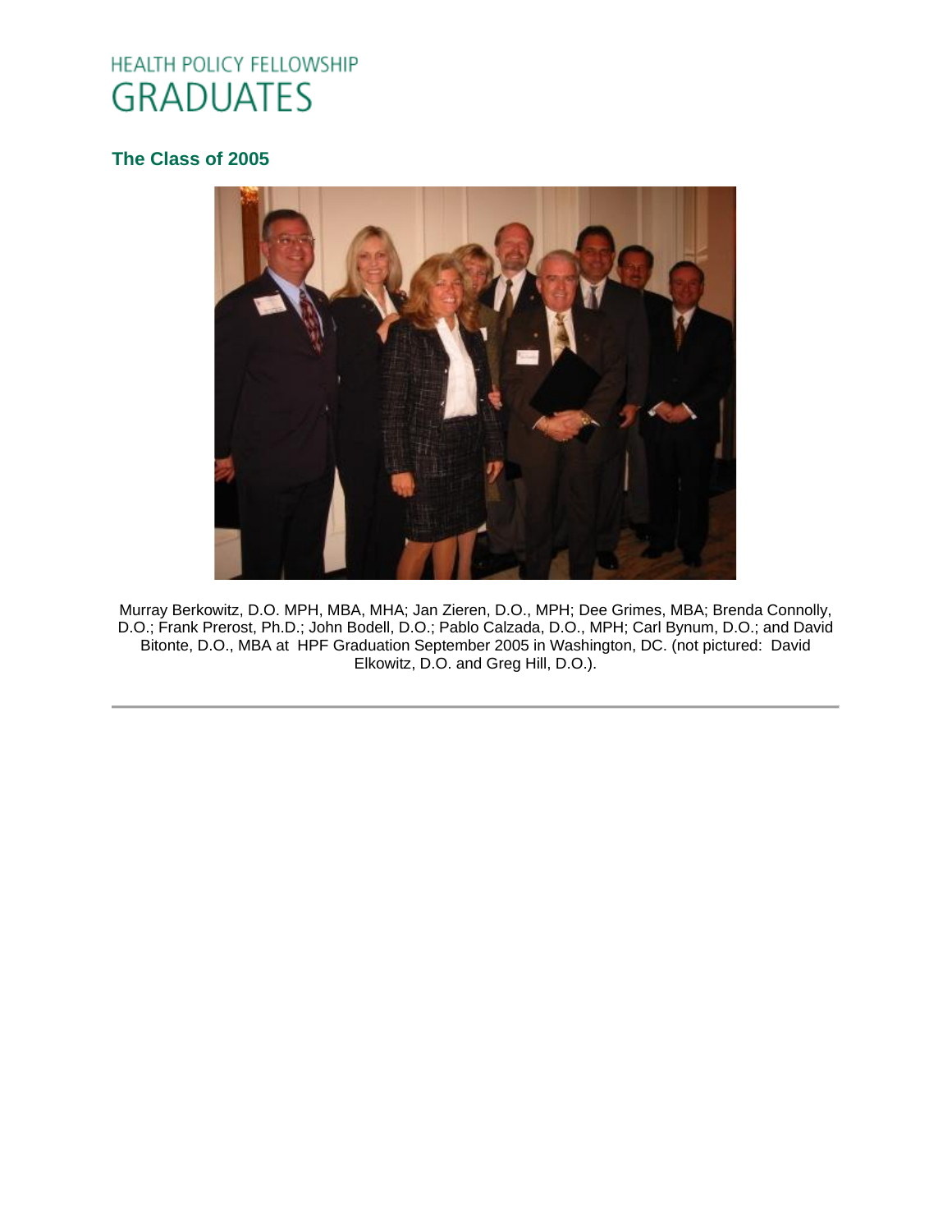# HEALTH POLICY FELLOWSHIP GRADUATES

## The Class of 2005

Murray Berkowitz, D.O. MPH, MBA, MHA; Jan Zieren, D.O., MPH; Dee Grimes, MBA; Brenda Connolly, D.O.; Frank Prerost, Ph.D.; John Bodell, D.O.; Pablo Calzada, D.O., MPH; Carl Bynum, D.O.; and David Bitonte, D.O., MBA at HPF Graduation September 2005 in Washington, DC. (not pictured: David Elkowitz, D.O. and Greg Hill, D.O.).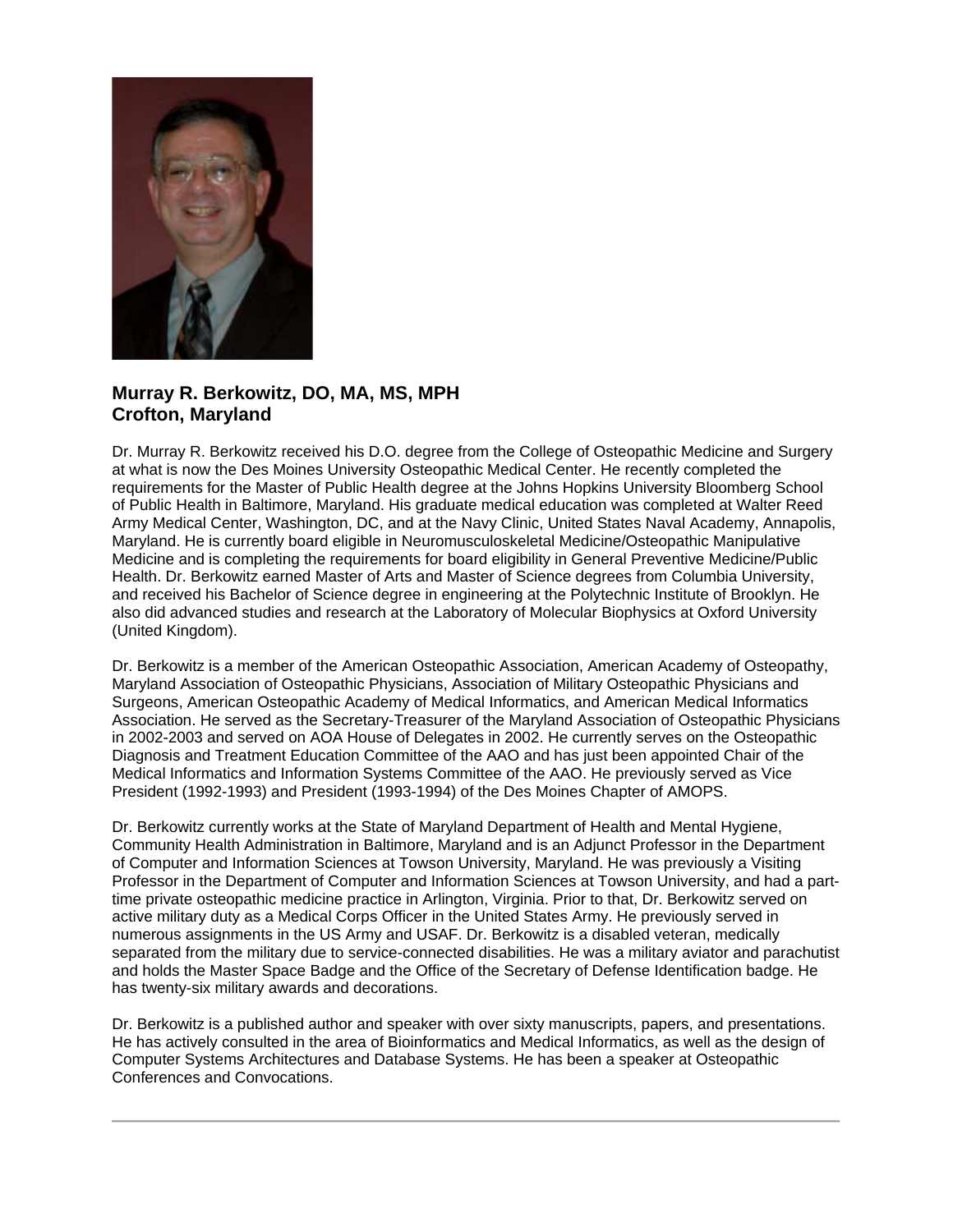**Murray R. Berkowitz, DO, MA, MS, MPH**
**Crofton, Maryland**

Dr. Murray R. Berkowitz received his D.O. degree from the College of Osteopathic Medicine and Surgery at what is now the Des Moines University Osteopathic Medical Center. He recently completed the requirements for the Master of Public Health degree at the Johns Hopkins University Bloomberg School of Public Health in Baltimore, Maryland. His graduate medical education was completed at Walter Reed Army Medical Center, Washington, DC, and at the Navy Clinic, United States Naval Academy, Annapolis, Maryland. He is currently board eligible in Neuromusculoskeletal Medicine/Osteopathic Manipulative Medicine and is completing the requirements for board eligibility in General Preventive Medicine/Public Health. Dr. Berkowitz earned Master of Arts and Master of Science degrees from Columbia University, and received his Bachelor of Science degree in engineering at the Polytechnic Institute of Brooklyn. He also did advanced studies and research at the Laboratory of Molecular Biophysics at Oxford University (United Kingdom).

Dr. Berkowitz is a member of the American Osteopathic Association, American Academy of Osteopathy, Maryland Association of Osteopathic Physicians, Association of Military Osteopathic Physicians and Surgeons, American Osteopathic Academy of Medical Informatics, and American Medical Informatics Association. He served as the Secretary-Treasurer of the Maryland Association of Osteopathic Physicians in 2002-2003 and served on AOA House of Delegates in 2002. He currently serves on the Osteopathic Diagnosis and Treatment Education Committee of the AAO and has just been appointed Chair of the Medical Informatics and Information Systems Committee of the AAO. He previously served as Vice President (1992-1993) and President (1993-1994) of the Des Moines Chapter of AMOPS.

Dr. Berkowitz currently works at the State of Maryland Department of Health and Mental Hygiene, Community Health Administration in Baltimore, Maryland and is an Adjunct Professor in the Department of Computer and Information Sciences at Towson University, Maryland. He was previously a Visiting Professor in the Department of Computer and Information Sciences at Towson University, and had a part-time private osteopathic medicine practice in Arlington, Virginia. Prior to that, Dr. Berkowitz served on active military duty as a Medical Corps Officer in the United States Army. He previously served in numerous assignments in the US Army and USAF. Dr. Berkowitz is a disabled veteran, medically separated from the military due to service-connected disabilities. He was a military aviator and parachutist and holds the Master Space Badge and the Office of the Secretary of Defense Identification badge. He has twenty-six military awards and decorations.

Dr. Berkowitz is a published author and speaker with over sixty manuscripts, papers, and presentations. He has actively consulted in the area of Bioinformatics and Medical Informatics, as well as the design of Computer Systems Architectures and Database Systems. He has been a speaker at Osteopathic Conferences and Convocations.

---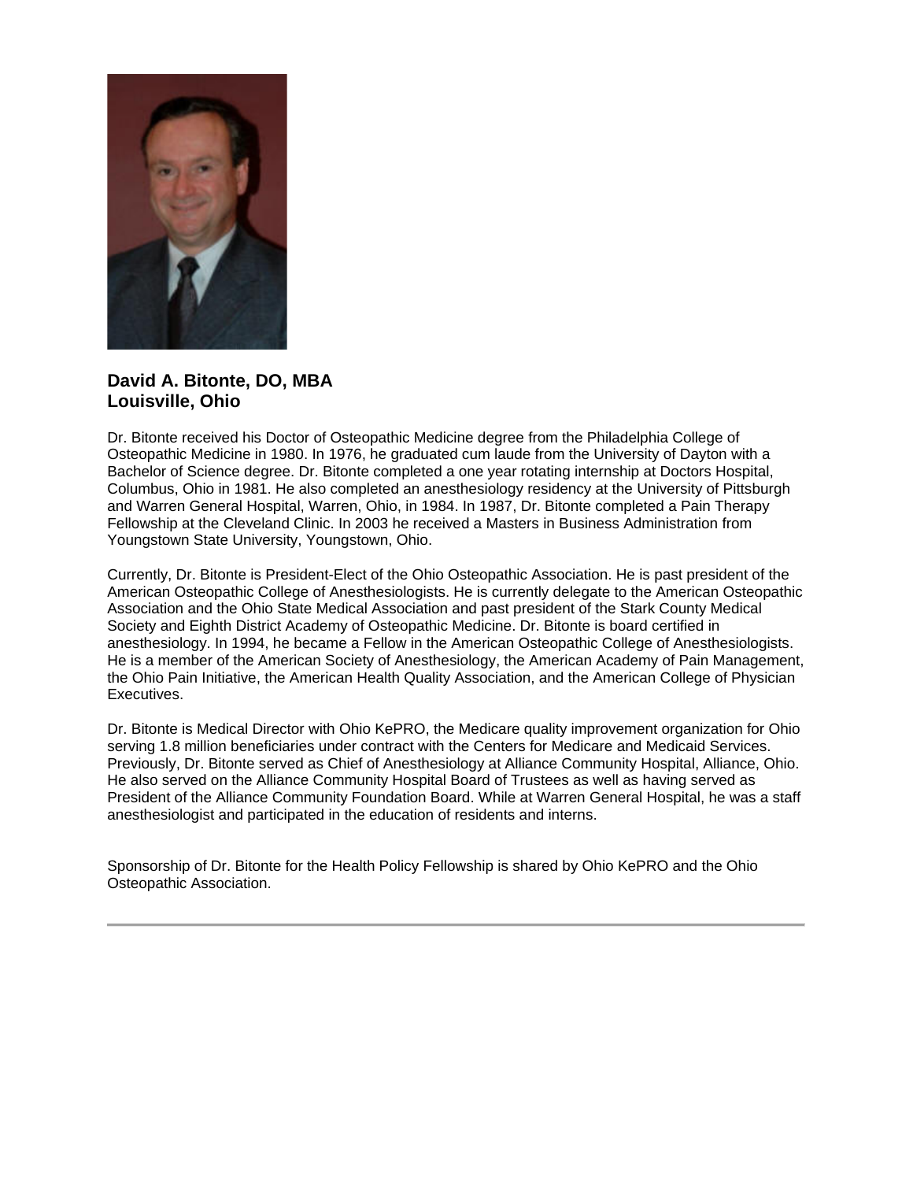**David A. Bitonte, DO, MBA**
**Louisville, Ohio**

Dr. Bitonte received his Doctor of Osteopathic Medicine degree from the Philadelphia College of Osteopathic Medicine in 1980. In 1976, he graduated cum laude from the University of Dayton with a Bachelor of Science degree. Dr. Bitonte completed a one year rotating internship at Doctors Hospital, Columbus, Ohio in 1981. He also completed an anesthesiology residency at the University of Pittsburgh and Warren General Hospital, Warren, Ohio, in 1984. In 1987, Dr. Bitonte completed a Pain Therapy Fellowship at the Cleveland Clinic. In 2003 he received a Masters in Business Administration from Youngstown State University, Youngstown, Ohio.

Currently, Dr. Bitonte is President-Elect of the Ohio Osteopathic Association. He is past president of the American Osteopathic College of Anesthesiologists. He is currently delegate to the American Osteopathic Association and the Ohio State Medical Association and past president of the Stark County Medical Society and Eighth District Academy of Osteopathic Medicine. Dr. Bitonte is board certified in anesthesiology. In 1994, he became a Fellow in the American Osteopathic College of Anesthesiologists. He is a member of the American Society of Anesthesiology, the American Academy of Pain Management, the Ohio Pain Initiative, the American Health Quality Association, and the American College of Physician Executives.

Dr. Bitonte is Medical Director with Ohio KePRO, the Medicare quality improvement organization for Ohio serving 1.8 million beneficiaries under contract with the Centers for Medicare and Medicaid Services. Previously, Dr. Bitonte served as Chief of Anesthesiology at Alliance Community Hospital, Alliance, Ohio. He also served on the Alliance Community Hospital Board of Trustees as well as having served as President of the Alliance Community Foundation Board. While at Warren General Hospital, he was a staff anesthesiologist and participated in the education of residents and interns.

Sponsorship of Dr. Bitonte for the Health Policy Fellowship is shared by Ohio KePRO and the Ohio Osteopathic Association.

---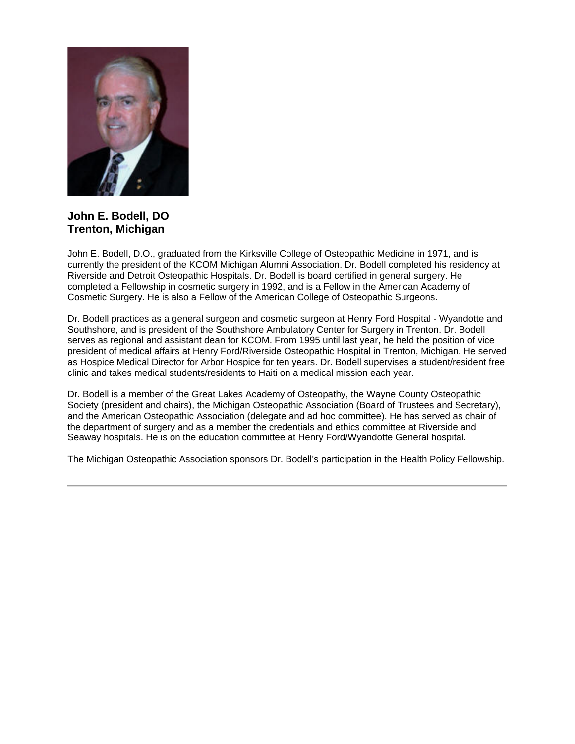**John E. Bodell, DO**
**Trenton, Michigan**

John E. Bodell, D.O., graduated from the Kirksville College of Osteopathic Medicine in 1971, and is currently the president of the KCOM Michigan Alumni Association. Dr. Bodell completed his residency at Riverside and Detroit Osteopathic Hospitals. Dr. Bodell is board certified in general surgery. He completed a Fellowship in cosmetic surgery in 1992, and is a Fellow in the American Academy of Cosmetic Surgery. He is also a Fellow of the American College of Osteopathic Surgeons.

Dr. Bodell practices as a general surgeon and cosmetic surgeon at Henry Ford Hospital - Wyandotte and Southshore, and is president of the Southshore Ambulatory Center for Surgery in Trenton. Dr. Bodell serves as regional and assistant dean for KCOM. From 1995 until last year, he held the position of vice president of medical affairs at Henry Ford/Riverside Osteopathic Hospital in Trenton, Michigan. He served as Hospice Medical Director for Arbor Hospice for ten years. Dr. Bodell supervises a student/resident free clinic and takes medical students/residents to Haiti on a medical mission each year.

Dr. Bodell is a member of the Great Lakes Academy of Osteopathy, the Wayne County Osteopathic Society (president and chairs), the Michigan Osteopathic Association (Board of Trustees and Secretary), and the American Osteopathic Association (delegate and ad hoc committee). He has served as chair of the department of surgery and as a member the credentials and ethics committee at Riverside and Seaway hospitals. He is on the education committee at Henry Ford/Wyandotte General hospital.

The Michigan Osteopathic Association sponsors Dr. Bodell's participation in the Health Policy Fellowship.

---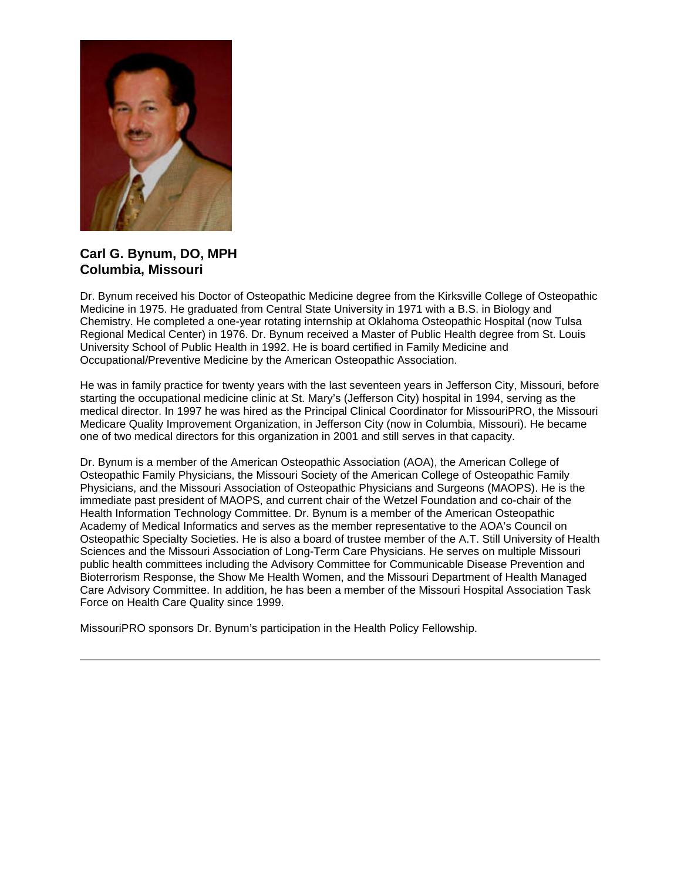**Carl G. Bynum, DO, MPH**
**Columbia, Missouri**

Dr. Bynum received his Doctor of Osteopathic Medicine degree from the Kirksville College of Osteopathic Medicine in 1975. He graduated from Central State University in 1971 with a B.S. in Biology and Chemistry. He completed a one-year rotating internship at Oklahoma Osteopathic Hospital (now Tulsa Regional Medical Center) in 1976. Dr. Bynum received a Master of Public Health degree from St. Louis University School of Public Health in 1992. He is board certified in Family Medicine and Occupational/Preventive Medicine by the American Osteopathic Association.

He was in family practice for twenty years with the last seventeen years in Jefferson City, Missouri, before starting the occupational medicine clinic at St. Mary's (Jefferson City) hospital in 1994, serving as the medical director. In 1997 he was hired as the Principal Clinical Coordinator for MissouriPRO, the Missouri Medicare Quality Improvement Organization, in Jefferson City (now in Columbia, Missouri). He became one of two medical directors for this organization in 2001 and still serves in that capacity.

Dr. Bynum is a member of the American Osteopathic Association (AOA), the American College of Osteopathic Family Physicians, the Missouri Society of the American College of Osteopathic Family Physicians, and the Missouri Association of Osteopathic Physicians and Surgeons (MAOPS). He is the immediate past president of MAOPS, and current chair of the Wetzel Foundation and co-chair of the Health Information Technology Committee. Dr. Bynum is a member of the American Osteopathic Academy of Medical Informatics and serves as the member representative to the AOA's Council on Osteopathic Specialty Societies. He is also a board of trustee member of the A.T. Still University of Health Sciences and the Missouri Association of Long-Term Care Physicians. He serves on multiple Missouri public health committees including the Advisory Committee for Communicable Disease Prevention and Bioterrorism Response, the Show Me Health Women, and the Missouri Department of Health Managed Care Advisory Committee. In addition, he has been a member of the Missouri Hospital Association Task Force on Health Care Quality since 1999.

MissouriPRO sponsors Dr. Bynum's participation in the Health Policy Fellowship.

---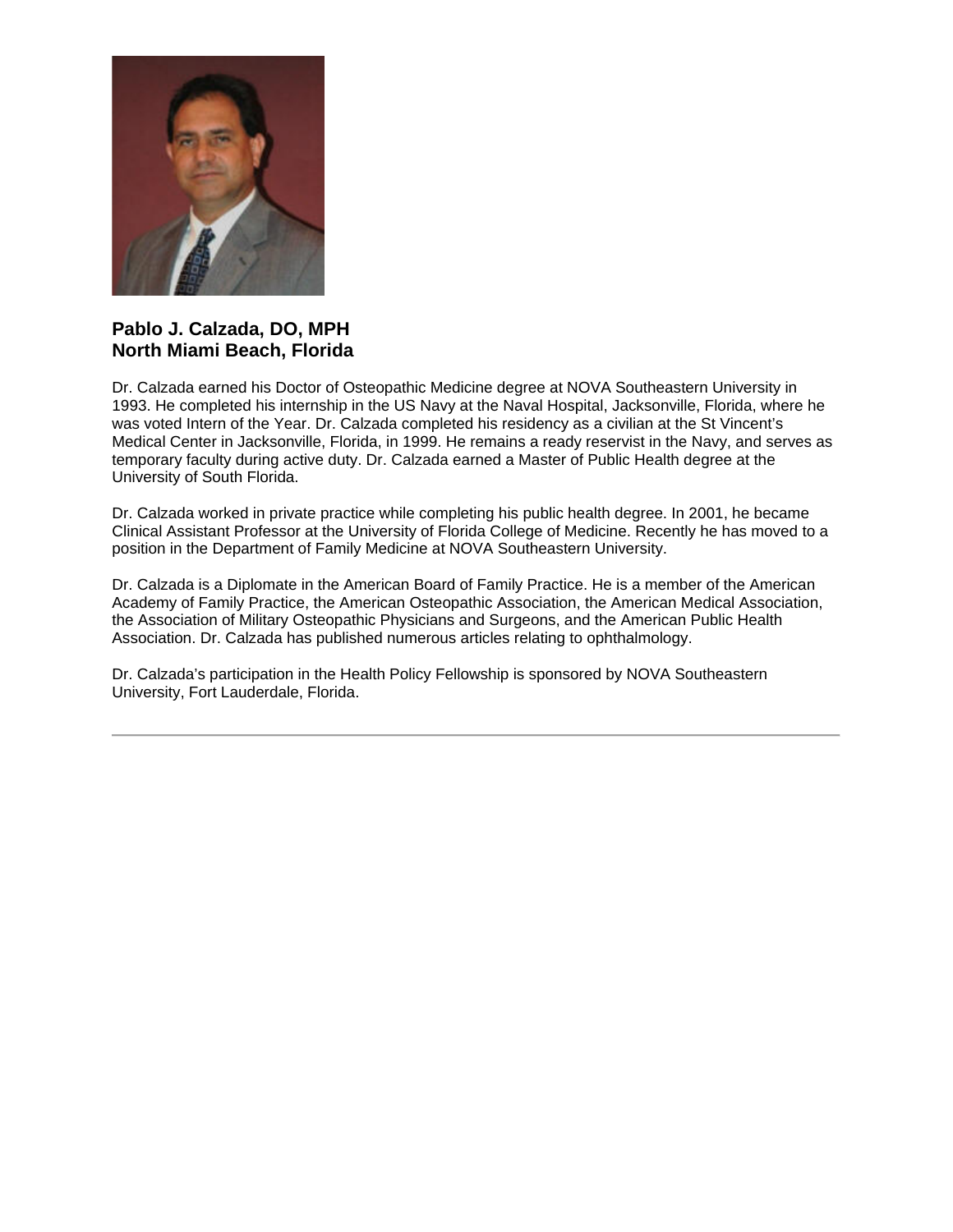**Pablo J. Calzada, DO, MPH**
**North Miami Beach, Florida**

Dr. Calzada earned his Doctor of Osteopathic Medicine degree at NOVA Southeastern University in 1993. He completed his internship in the US Navy at the Naval Hospital, Jacksonville, Florida, where he was voted Intern of the Year. Dr. Calzada completed his residency as a civilian at the St Vincent's Medical Center in Jacksonville, Florida, in 1999. He remains a ready reservist in the Navy, and serves as temporary faculty during active duty. Dr. Calzada earned a Master of Public Health degree at the University of South Florida.

Dr. Calzada worked in private practice while completing his public health degree. In 2001, he became Clinical Assistant Professor at the University of Florida College of Medicine. Recently he has moved to a position in the Department of Family Medicine at NOVA Southeastern University.

Dr. Calzada is a Diplomate in the American Board of Family Practice. He is a member of the American Academy of Family Practice, the American Osteopathic Association, the American Medical Association, the Association of Military Osteopathic Physicians and Surgeons, and the American Public Health Association. Dr. Calzada has published numerous articles relating to ophthalmology.

Dr. Calzada's participation in the Health Policy Fellowship is sponsored by NOVA Southeastern University, Fort Lauderdale, Florida.

---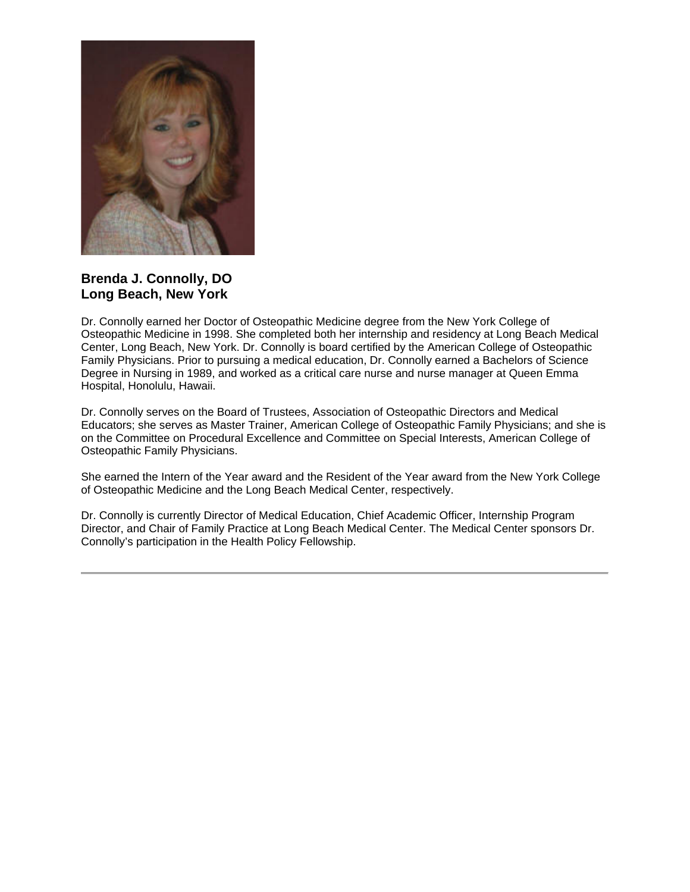**Brenda J. Connolly, DO**
**Long Beach, New York**

Dr. Connolly earned her Doctor of Osteopathic Medicine degree from the New York College of Osteopathic Medicine in 1998. She completed both her internship and residency at Long Beach Medical Center, Long Beach, New York. Dr. Connolly is board certified by the American College of Osteopathic Family Physicians. Prior to pursuing a medical education, Dr. Connolly earned a Bachelors of Science Degree in Nursing in 1989, and worked as a critical care nurse and nurse manager at Queen Emma Hospital, Honolulu, Hawaii.

Dr. Connolly serves on the Board of Trustees, Association of Osteopathic Directors and Medical Educators; she serves as Master Trainer, American College of Osteopathic Family Physicians; and she is on the Committee on Procedural Excellence and Committee on Special Interests, American College of Osteopathic Family Physicians.

She earned the Intern of the Year award and the Resident of the Year award from the New York College of Osteopathic Medicine and the Long Beach Medical Center, respectively.

Dr. Connolly is currently Director of Medical Education, Chief Academic Officer, Internship Program Director, and Chair of Family Practice at Long Beach Medical Center. The Medical Center sponsors Dr. Connolly's participation in the Health Policy Fellowship.

---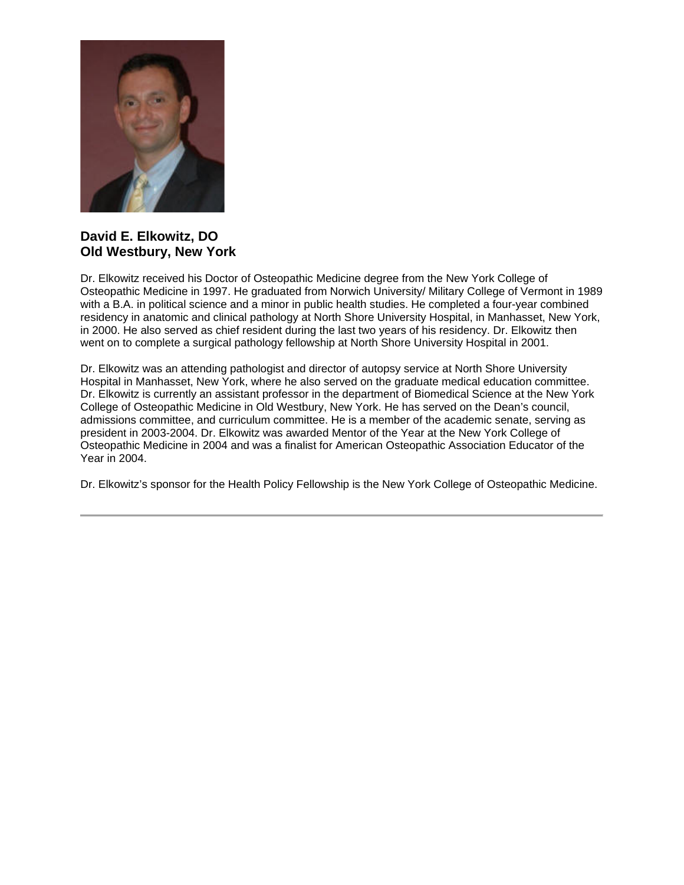**David E. Elkowitz, DO**
**Old Westbury, New York**

Dr. Elkowitz received his Doctor of Osteopathic Medicine degree from the New York College of Osteopathic Medicine in 1997. He graduated from Norwich University/ Military College of Vermont in 1989 with a B.A. in political science and a minor in public health studies. He completed a four-year combined residency in anatomic and clinical pathology at North Shore University Hospital, in Manhasset, New York, in 2000. He also served as chief resident during the last two years of his residency. Dr. Elkowitz then went on to complete a surgical pathology fellowship at North Shore University Hospital in 2001.

Dr. Elkowitz was an attending pathologist and director of autopsy service at North Shore University Hospital in Manhasset, New York, where he also served on the graduate medical education committee. Dr. Elkowitz is currently an assistant professor in the department of Biomedical Science at the New York College of Osteopathic Medicine in Old Westbury, New York. He has served on the Dean's council, admissions committee, and curriculum committee. He is a member of the academic senate, serving as president in 2003-2004. Dr. Elkowitz was awarded Mentor of the Year at the New York College of Osteopathic Medicine in 2004 and was a finalist for American Osteopathic Association Educator of the Year in 2004.

Dr. Elkowitz's sponsor for the Health Policy Fellowship is the New York College of Osteopathic Medicine.

---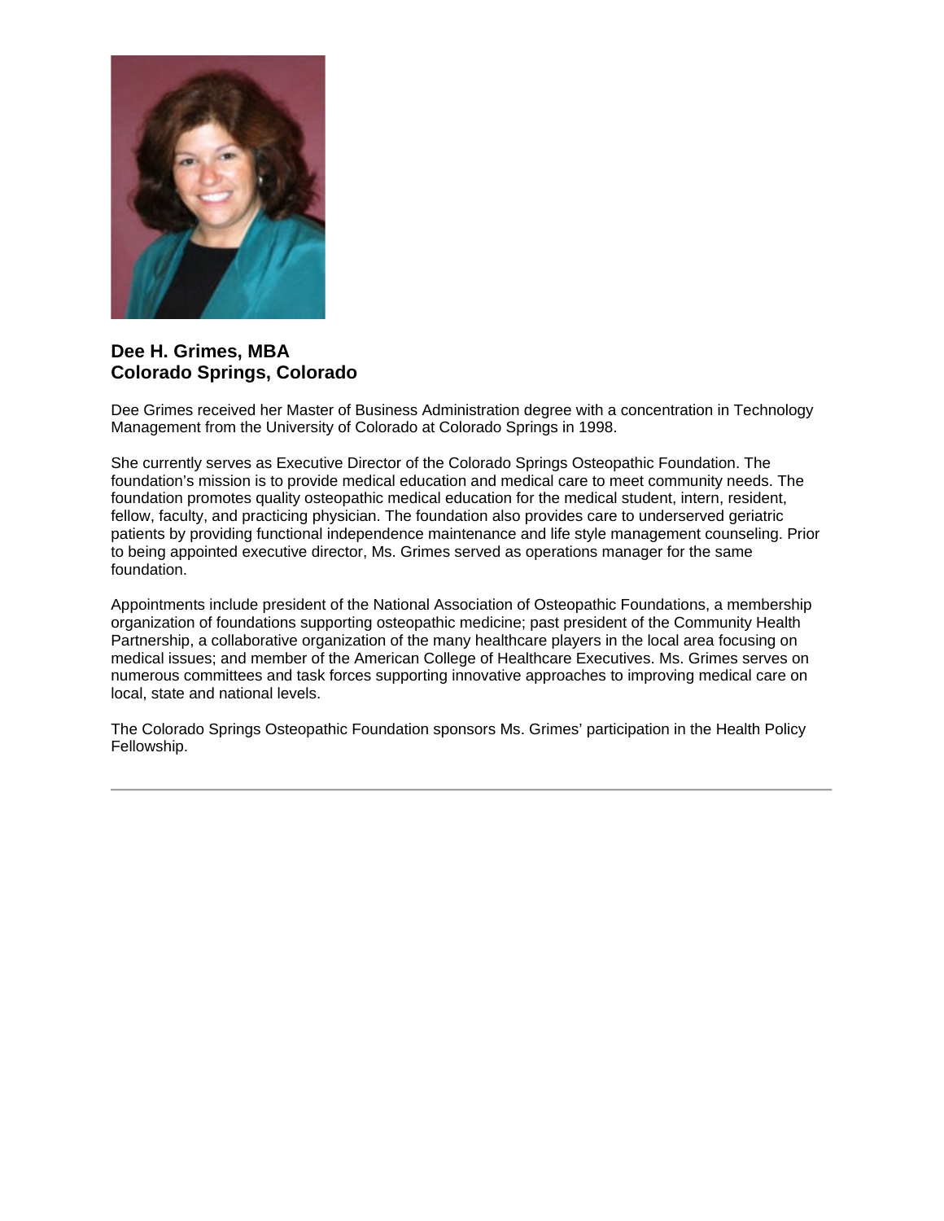**Dee H. Grimes, MBA**
**Colorado Springs, Colorado**

Dee Grimes received her Master of Business Administration degree with a concentration in Technology Management from the University of Colorado at Colorado Springs in 1998.

She currently serves as Executive Director of the Colorado Springs Osteopathic Foundation. The foundation's mission is to provide medical education and medical care to meet community needs. The foundation promotes quality osteopathic medical education for the medical student, intern, resident, fellow, faculty, and practicing physician. The foundation also provides care to underserved geriatric patients by providing functional independence maintenance and life style management counseling. Prior to being appointed executive director, Ms. Grimes served as operations manager for the same foundation.

Appointments include president of the National Association of Osteopathic Foundations, a membership organization of foundations supporting osteopathic medicine; past president of the Community Health Partnership, a collaborative organization of the many healthcare players in the local area focusing on medical issues; and member of the American College of Healthcare Executives. Ms. Grimes serves on numerous committees and task forces supporting innovative approaches to improving medical care on local, state and national levels.

The Colorado Springs Osteopathic Foundation sponsors Ms. Grimes' participation in the Health Policy Fellowship.

---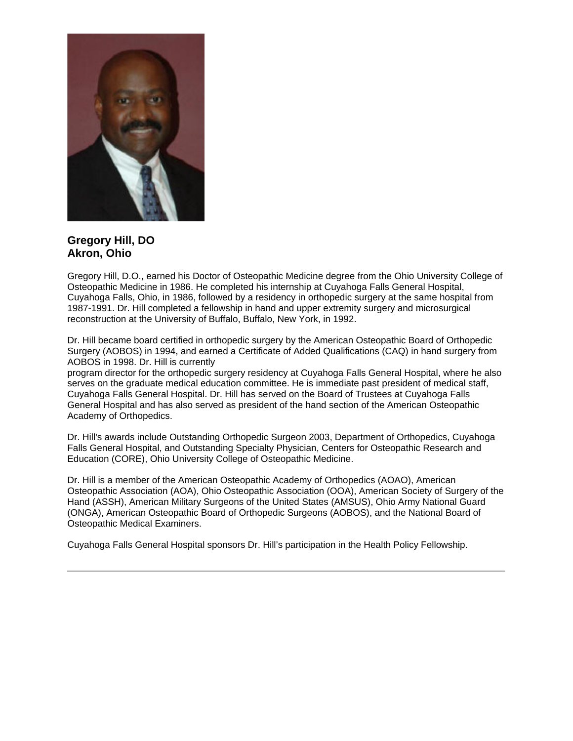**Gregory Hill, DO**
**Akron, Ohio**

Gregory Hill, D.O., earned his Doctor of Osteopathic Medicine degree from the Ohio University College of Osteopathic Medicine in 1986. He completed his internship at Cuyahoga Falls General Hospital, Cuyahoga Falls, Ohio, in 1986, followed by a residency in orthopedic surgery at the same hospital from 1987-1991. Dr. Hill completed a fellowship in hand and upper extremity surgery and microsurgical reconstruction at the University of Buffalo, Buffalo, New York, in 1992.

Dr. Hill became board certified in orthopedic surgery by the American Osteopathic Board of Orthopedic Surgery (AOBOS) in 1994, and earned a Certificate of Added Qualifications (CAQ) in hand surgery from AOBOS in 1998. Dr. Hill is currently program director for the orthopedic surgery residency at Cuyahoga Falls General Hospital, where he also serves on the graduate medical education committee. He is immediate past president of medical staff, Cuyahoga Falls General Hospital. Dr. Hill has served on the Board of Trustees at Cuyahoga Falls General Hospital and has also served as president of the hand section of the American Osteopathic Academy of Orthopedics.

Dr. Hill's awards include Outstanding Orthopedic Surgeon 2003, Department of Orthopedics, Cuyahoga Falls General Hospital, and Outstanding Specialty Physician, Centers for Osteopathic Research and Education (CORE), Ohio University College of Osteopathic Medicine.

Dr. Hill is a member of the American Osteopathic Academy of Orthopedics (AOAO), American Osteopathic Association (AOA), Ohio Osteopathic Association (OOA), American Society of Surgery of the Hand (ASSH), American Military Surgeons of the United States (AMSUS), Ohio Army National Guard (ONGA), American Osteopathic Board of Orthopedic Surgeons (AOBOS), and the National Board of Osteopathic Medical Examiners.

Cuyahoga Falls General Hospital sponsors Dr. Hill's participation in the Health Policy Fellowship.

---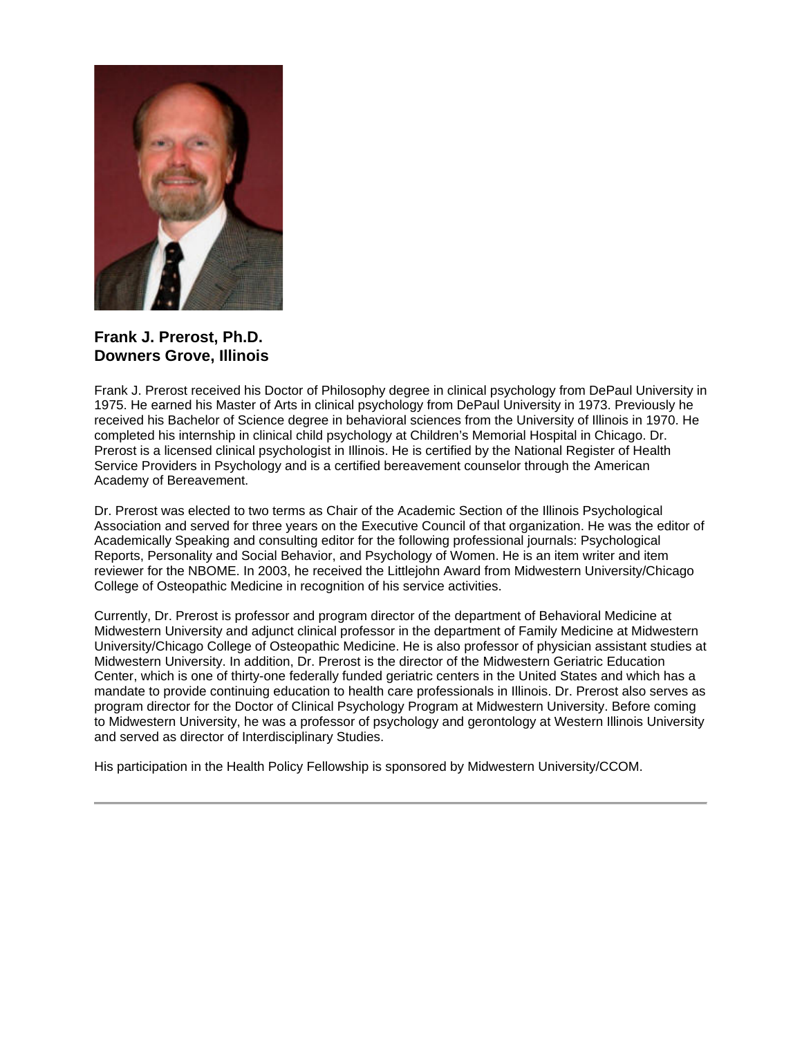**Frank J. Prerost, Ph.D.**
**Downers Grove, Illinois**

Frank J. Prerost received his Doctor of Philosophy degree in clinical psychology from DePaul University in 1975. He earned his Master of Arts in clinical psychology from DePaul University in 1973. Previously he received his Bachelor of Science degree in behavioral sciences from the University of Illinois in 1970. He completed his internship in clinical child psychology at Children's Memorial Hospital in Chicago. Dr. Prerost is a licensed clinical psychologist in Illinois. He is certified by the National Register of Health Service Providers in Psychology and is a certified bereavement counselor through the American Academy of Bereavement.

Dr. Prerost was elected to two terms as Chair of the Academic Section of the Illinois Psychological Association and served for three years on the Executive Council of that organization. He was the editor of Academically Speaking and consulting editor for the following professional journals: Psychological Reports, Personality and Social Behavior, and Psychology of Women. He is an item writer and item reviewer for the NBOME. In 2003, he received the Littlejohn Award from Midwestern University/Chicago College of Osteopathic Medicine in recognition of his service activities.

Currently, Dr. Prerost is professor and program director of the department of Behavioral Medicine at Midwestern University and adjunct clinical professor in the department of Family Medicine at Midwestern University/Chicago College of Osteopathic Medicine. He is also professor of physician assistant studies at Midwestern University. In addition, Dr. Prerost is the director of the Midwestern Geriatric Education Center, which is one of thirty-one federally funded geriatric centers in the United States and which has a mandate to provide continuing education to health care professionals in Illinois. Dr. Prerost also serves as program director for the Doctor of Clinical Psychology Program at Midwestern University. Before coming to Midwestern University, he was a professor of psychology and gerontology at Western Illinois University and served as director of Interdisciplinary Studies.

His participation in the Health Policy Fellowship is sponsored by Midwestern University/CCOM.

---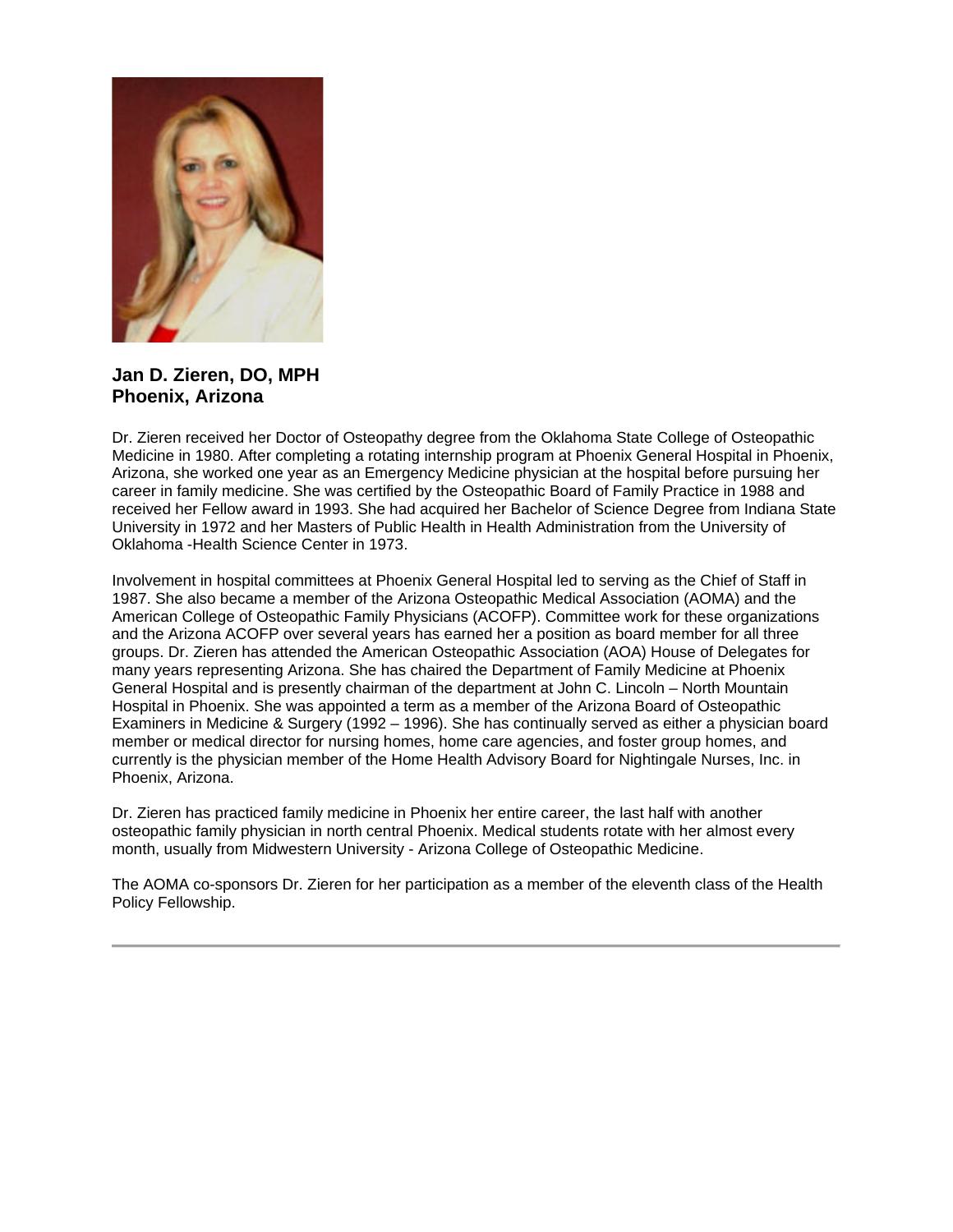**Jan D. Zieren, DO, MPH**
**Phoenix, Arizona**

Dr. Zieren received her Doctor of Osteopathy degree from the Oklahoma State College of Osteopathic Medicine in 1980. After completing a rotating internship program at Phoenix General Hospital in Phoenix, Arizona, she worked one year as an Emergency Medicine physician at the hospital before pursuing her career in family medicine. She was certified by the Osteopathic Board of Family Practice in 1988 and received her Fellow award in 1993. She had acquired her Bachelor of Science Degree from Indiana State University in 1972 and her Masters of Public Health in Health Administration from the University of Oklahoma -Health Science Center in 1973.

Involvement in hospital committees at Phoenix General Hospital led to serving as the Chief of Staff in 1987. She also became a member of the Arizona Osteopathic Medical Association (AOMA) and the American College of Osteopathic Family Physicians (ACOFP). Committee work for these organizations and the Arizona ACOFP over several years has earned her a position as board member for all three groups. Dr. Zieren has attended the American Osteopathic Association (AOA) House of Delegates for many years representing Arizona. She has chaired the Department of Family Medicine at Phoenix General Hospital and is presently chairman of the department at John C. Lincoln – North Mountain Hospital in Phoenix. She was appointed a term as a member of the Arizona Board of Osteopathic Examiners in Medicine & Surgery (1992 – 1996). She has continually served as either a physician board member or medical director for nursing homes, home care agencies, and foster group homes, and currently is the physician member of the Home Health Advisory Board for Nightingale Nurses, Inc. in Phoenix, Arizona.

Dr. Zieren has practiced family medicine in Phoenix her entire career, the last half with another osteopathic family physician in north central Phoenix. Medical students rotate with her almost every month, usually from Midwestern University - Arizona College of Osteopathic Medicine.

The AOMA co-sponsors Dr. Zieren for her participation as a member of the eleventh class of the Health Policy Fellowship.

---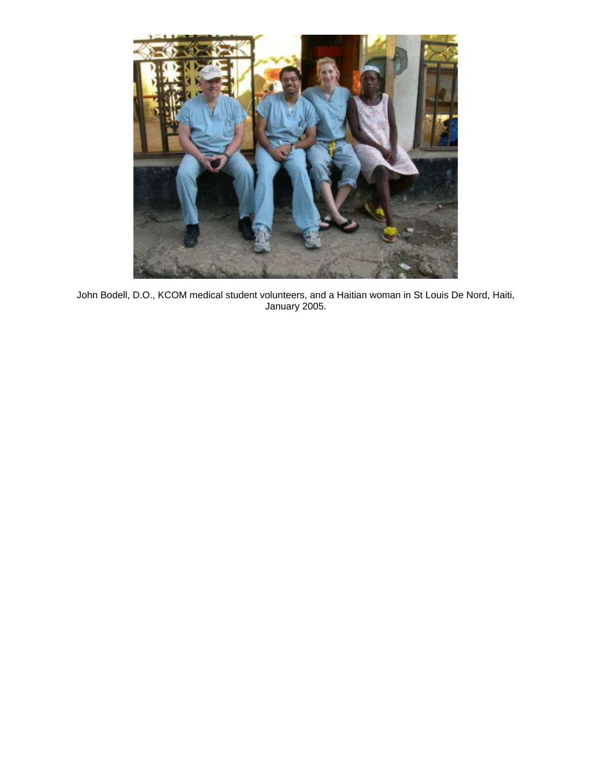John Bodell, D.O., KCOM medical student volunteers, and a Haitian woman in St Louis De Nord, Haiti, January 2005.